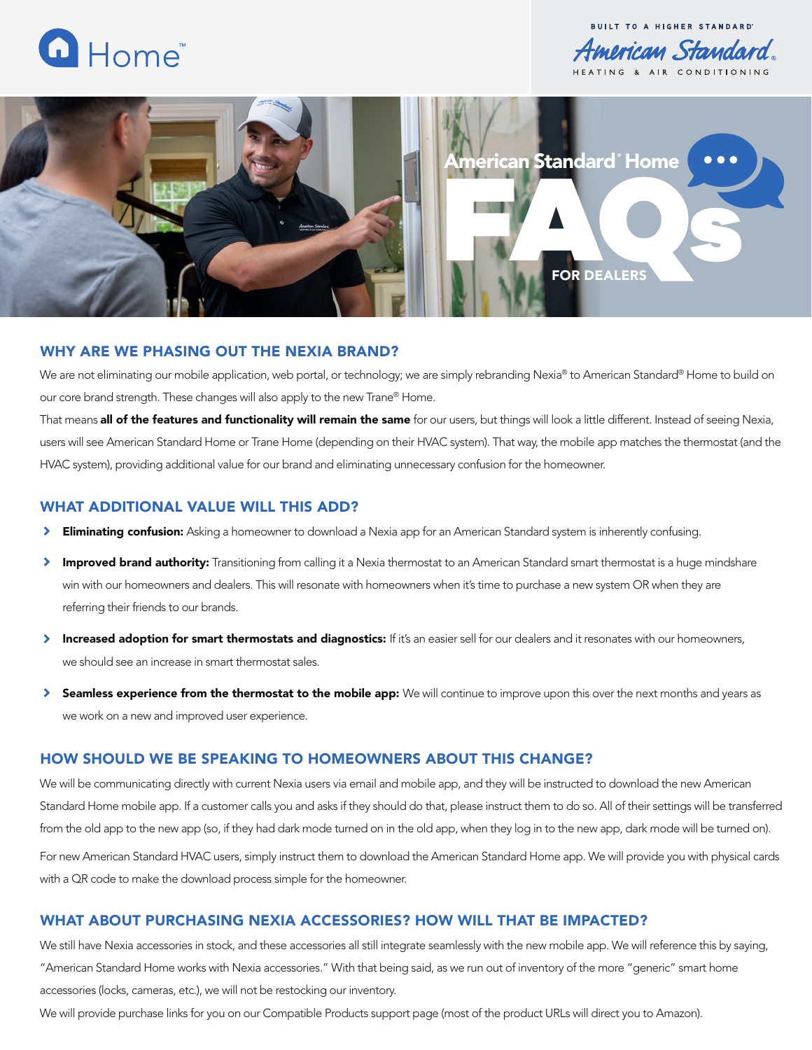Home™

BUILT TO A HIGHER STANDARD®
American Standard®
HEATING & AIR CONDITIONING

# American Standard® Home FAQs FOR DEALERS

## WHY ARE WE PHASING OUT THE NEXIA BRAND?

We are not eliminating our mobile application, web portal, or technology; we are simply rebranding Nexia® to American Standard® Home to build on our core brand strength. These changes will also apply to the new Trane® Home.

That means **all of the features and functionality will remain the same** for our users, but things will look a little different. Instead of seeing Nexia, users will see American Standard Home or Trane Home (depending on their HVAC system). That way, the mobile app matches the thermostat (and the HVAC system), providing additional value for our brand and eliminating unnecessary confusion for the homeowner.

## WHAT ADDITIONAL VALUE WILL THIS ADD?

- **Eliminating confusion:** Asking a homeowner to download a Nexia app for an American Standard system is inherently confusing.
- **Improved brand authority:** Transitioning from calling it a Nexia thermostat to an American Standard smart thermostat is a huge mindshare win with our homeowners and dealers. This will resonate with homeowners when it's time to purchase a new system OR when they are referring their friends to our brands.
- **Increased adoption for smart thermostats and diagnostics:** If it's an easier sell for our dealers and it resonates with our homeowners, we should see an increase in smart thermostat sales.
- **Seamless experience from the thermostat to the mobile app:** We will continue to improve upon this over the next months and years as we work on a new and improved user experience.

## HOW SHOULD WE BE SPEAKING TO HOMEOWNERS ABOUT THIS CHANGE?

We will be communicating directly with current Nexia users via email and mobile app, and they will be instructed to download the new American Standard Home mobile app. If a customer calls you and asks if they should do that, please instruct them to do so. All of their settings will be transferred from the old app to the new app (so, if they had dark mode turned on in the old app, when they log in to the new app, dark mode will be turned on).

For new American Standard HVAC users, simply instruct them to download the American Standard Home app. We will provide you with physical cards with a QR code to make the download process simple for the homeowner.

## WHAT ABOUT PURCHASING NEXIA ACCESSORIES? HOW WILL THAT BE IMPACTED?

We still have Nexia accessories in stock, and these accessories all still integrate seamlessly with the new mobile app. We will reference this by saying, "American Standard Home works with Nexia accessories." With that being said, as we run out of inventory of the more "generic" smart home accessories (locks, cameras, etc.), we will not be restocking our inventory.

We will provide purchase links for you on our Compatible Products support page (most of the product URLs will direct you to Amazon).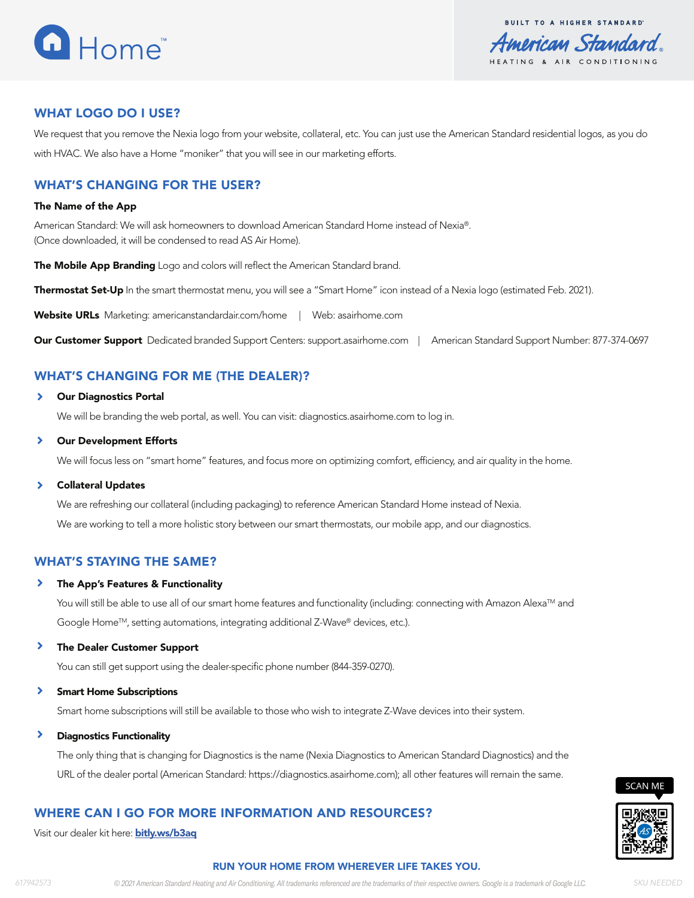Home™

BUILT TO A HIGHER STANDARD®
American Standard®
HEATING & AIR CONDITIONING

## WHAT LOGO DO I USE?

We request that you remove the Nexia logo from your website, collateral, etc. You can just use the American Standard residential logos, as you do with HVAC. We also have a Home "moniker" that you will see in our marketing efforts.

## WHAT'S CHANGING FOR THE USER?

**The Name of the App**

American Standard: We will ask homeowners to download American Standard Home instead of Nexia®.
(Once downloaded, it will be condensed to read AS Air Home).

**The Mobile App Branding** Logo and colors will reflect the American Standard brand.

**Thermostat Set-Up** In the smart thermostat menu, you will see a "Smart Home" icon instead of a Nexia logo (estimated Feb. 2021).

**Website URLs** Marketing: americanstandardair.com/home | Web: asairhome.com

**Our Customer Support** Dedicated branded Support Centers: support.asairhome.com | American Standard Support Number: 877-374-0697

## WHAT'S CHANGING FOR ME (THE DEALER)?

- **Our Diagnostics Portal**

  We will be branding the web portal, as well. You can visit: diagnostics.asairhome.com to log in.

- **Our Development Efforts**

  We will focus less on "smart home" features, and focus more on optimizing comfort, efficiency, and air quality in the home.

- **Collateral Updates**

  We are refreshing our collateral (including packaging) to reference American Standard Home instead of Nexia.

  We are working to tell a more holistic story between our smart thermostats, our mobile app, and our diagnostics.

## WHAT'S STAYING THE SAME?

- **The App's Features & Functionality**

  You will still be able to use all of our smart home features and functionality (including: connecting with Amazon Alexa™ and Google Home™, setting automations, integrating additional Z-Wave® devices, etc.).

- **The Dealer Customer Support**

  You can still get support using the dealer-specific phone number (844-359-0270).

- **Smart Home Subscriptions**

  Smart home subscriptions will still be available to those who wish to integrate Z-Wave devices into their system.

- **Diagnostics Functionality**

  The only thing that is changing for Diagnostics is the name (Nexia Diagnostics to American Standard Diagnostics) and the URL of the dealer portal (American Standard: https://diagnostics.asairhome.com); all other features will remain the same.

## WHERE CAN I GO FOR MORE INFORMATION AND RESOURCES?

Visit our dealer kit here: **bitly.ws/b3aq**

SCAN ME

**RUN YOUR HOME FROM WHEREVER LIFE TAKES YOU.**

617942573

*© 2021 American Standard Heating and Air Conditioning. All trademarks referenced are the trademarks of their respective owners. Google is a trademark of Google LLC.*

SKU NEEDED